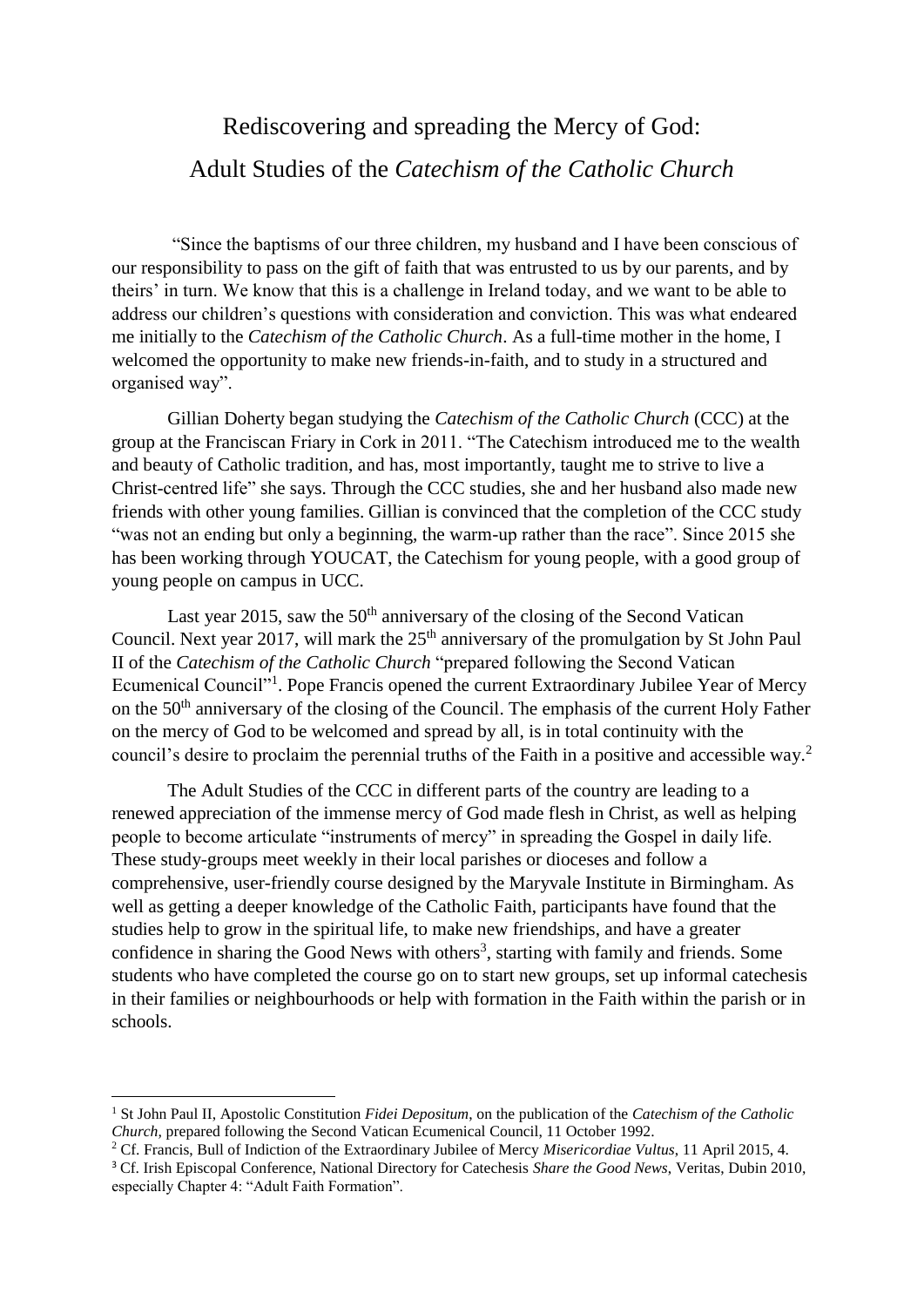# Rediscovering and spreading the Mercy of God: Adult Studies of the *Catechism of the Catholic Church*

"Since the baptisms of our three children, my husband and I have been conscious of our responsibility to pass on the gift of faith that was entrusted to us by our parents, and by theirs' in turn. We know that this is a challenge in Ireland today, and we want to be able to address our children's questions with consideration and conviction. This was what endeared me initially to the *Catechism of the Catholic Church*. As a full-time mother in the home, I welcomed the opportunity to make new friends-in-faith, and to study in a structured and organised way".

Gillian Doherty began studying the *Catechism of the Catholic Church* (CCC) at the group at the Franciscan Friary in Cork in 2011. "The Catechism introduced me to the wealth and beauty of Catholic tradition, and has, most importantly, taught me to strive to live a Christ-centred life" she says. Through the CCC studies, she and her husband also made new friends with other young families. Gillian is convinced that the completion of the CCC study "was not an ending but only a beginning, the warm-up rather than the race". Since 2015 she has been working through YOUCAT, the Catechism for young people, with a good group of young people on campus in UCC.

Last year 2015, saw the 50th anniversary of the closing of the Second Vatican Council. Next year 2017, will mark the 25th anniversary of the promulgation by St John Paul II of the *Catechism of the Catholic Church* "prepared following the Second Vatican Ecumenical Council"[1]. Pope Francis opened the current Extraordinary Jubilee Year of Mercy on the 50th anniversary of the closing of the Council. The emphasis of the current Holy Father on the mercy of God to be welcomed and spread by all, is in total continuity with the council's desire to proclaim the perennial truths of the Faith in a positive and accessible way.[2]

The Adult Studies of the CCC in different parts of the country are leading to a renewed appreciation of the immense mercy of God made flesh in Christ, as well as helping people to become articulate "instruments of mercy" in spreading the Gospel in daily life. These study-groups meet weekly in their local parishes or dioceses and follow a comprehensive, user-friendly course designed by the Maryvale Institute in Birmingham. As well as getting a deeper knowledge of the Catholic Faith, participants have found that the studies help to grow in the spiritual life, to make new friendships, and have a greater confidence in sharing the Good News with others[3], starting with family and friends. Some students who have completed the course go on to start new groups, set up informal catechesis in their families or neighbourhoods or help with formation in the Faith within the parish or in schools.

---

[1] St John Paul II, Apostolic Constitution *Fidei Depositum*, on the publication of the *Catechism of the Catholic Church*, prepared following the Second Vatican Ecumenical Council, 11 October 1992.

[2] Cf. Francis, Bull of Indiction of the Extraordinary Jubilee of Mercy *Misericordiae Vultus*, 11 April 2015, 4.

[3] Cf. Irish Episcopal Conference, National Directory for Catechesis *Share the Good News*, Veritas, Dubin 2010, especially Chapter 4: "Adult Faith Formation".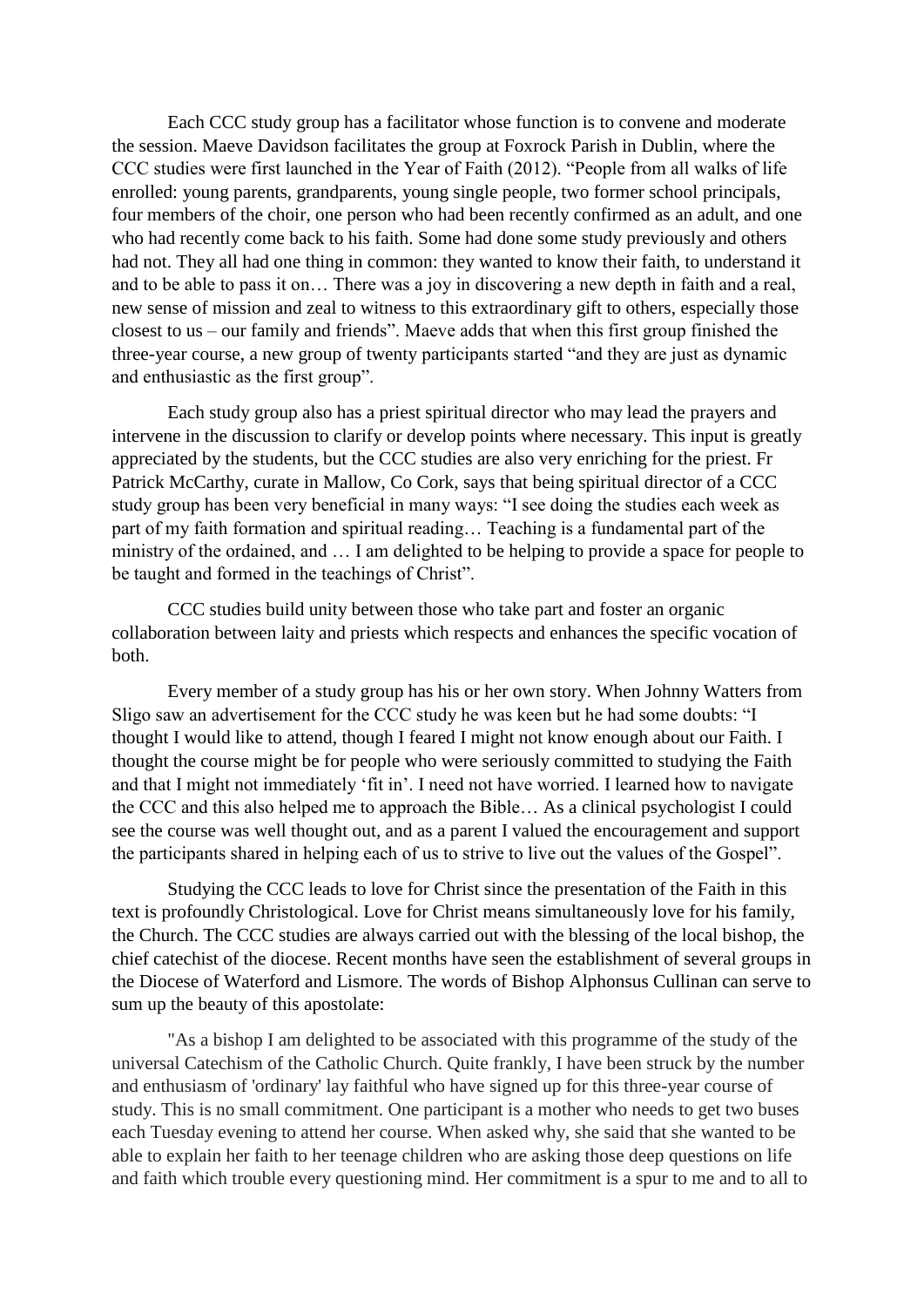Each CCC study group has a facilitator whose function is to convene and moderate the session. Maeve Davidson facilitates the group at Foxrock Parish in Dublin, where the CCC studies were first launched in the Year of Faith (2012). “People from all walks of life enrolled: young parents, grandparents, young single people, two former school principals, four members of the choir, one person who had been recently confirmed as an adult, and one who had recently come back to his faith. Some had done some study previously and others had not. They all had one thing in common: they wanted to know their faith, to understand it and to be able to pass it on… There was a joy in discovering a new depth in faith and a real, new sense of mission and zeal to witness to this extraordinary gift to others, especially those closest to us – our family and friends”. Maeve adds that when this first group finished the three-year course, a new group of twenty participants started “and they are just as dynamic and enthusiastic as the first group”.

Each study group also has a priest spiritual director who may lead the prayers and intervene in the discussion to clarify or develop points where necessary. This input is greatly appreciated by the students, but the CCC studies are also very enriching for the priest. Fr Patrick McCarthy, curate in Mallow, Co Cork, says that being spiritual director of a CCC study group has been very beneficial in many ways: “I see doing the studies each week as part of my faith formation and spiritual reading… Teaching is a fundamental part of the ministry of the ordained, and … I am delighted to be helping to provide a space for people to be taught and formed in the teachings of Christ”.

CCC studies build unity between those who take part and foster an organic collaboration between laity and priests which respects and enhances the specific vocation of both.

Every member of a study group has his or her own story. When Johnny Watters from Sligo saw an advertisement for the CCC study he was keen but he had some doubts: “I thought I would like to attend, though I feared I might not know enough about our Faith. I thought the course might be for people who were seriously committed to studying the Faith and that I might not immediately ‘fit in’. I need not have worried. I learned how to navigate the CCC and this also helped me to approach the Bible… As a clinical psychologist I could see the course was well thought out, and as a parent I valued the encouragement and support the participants shared in helping each of us to strive to live out the values of the Gospel”.

Studying the CCC leads to love for Christ since the presentation of the Faith in this text is profoundly Christological. Love for Christ means simultaneously love for his family, the Church. The CCC studies are always carried out with the blessing of the local bishop, the chief catechist of the diocese. Recent months have seen the establishment of several groups in the Diocese of Waterford and Lismore. The words of Bishop Alphonsus Cullinan can serve to sum up the beauty of this apostolate:

"As a bishop I am delighted to be associated with this programme of the study of the universal Catechism of the Catholic Church. Quite frankly, I have been struck by the number and enthusiasm of 'ordinary' lay faithful who have signed up for this three-year course of study. This is no small commitment. One participant is a mother who needs to get two buses each Tuesday evening to attend her course. When asked why, she said that she wanted to be able to explain her faith to her teenage children who are asking those deep questions on life and faith which trouble every questioning mind. Her commitment is a spur to me and to all to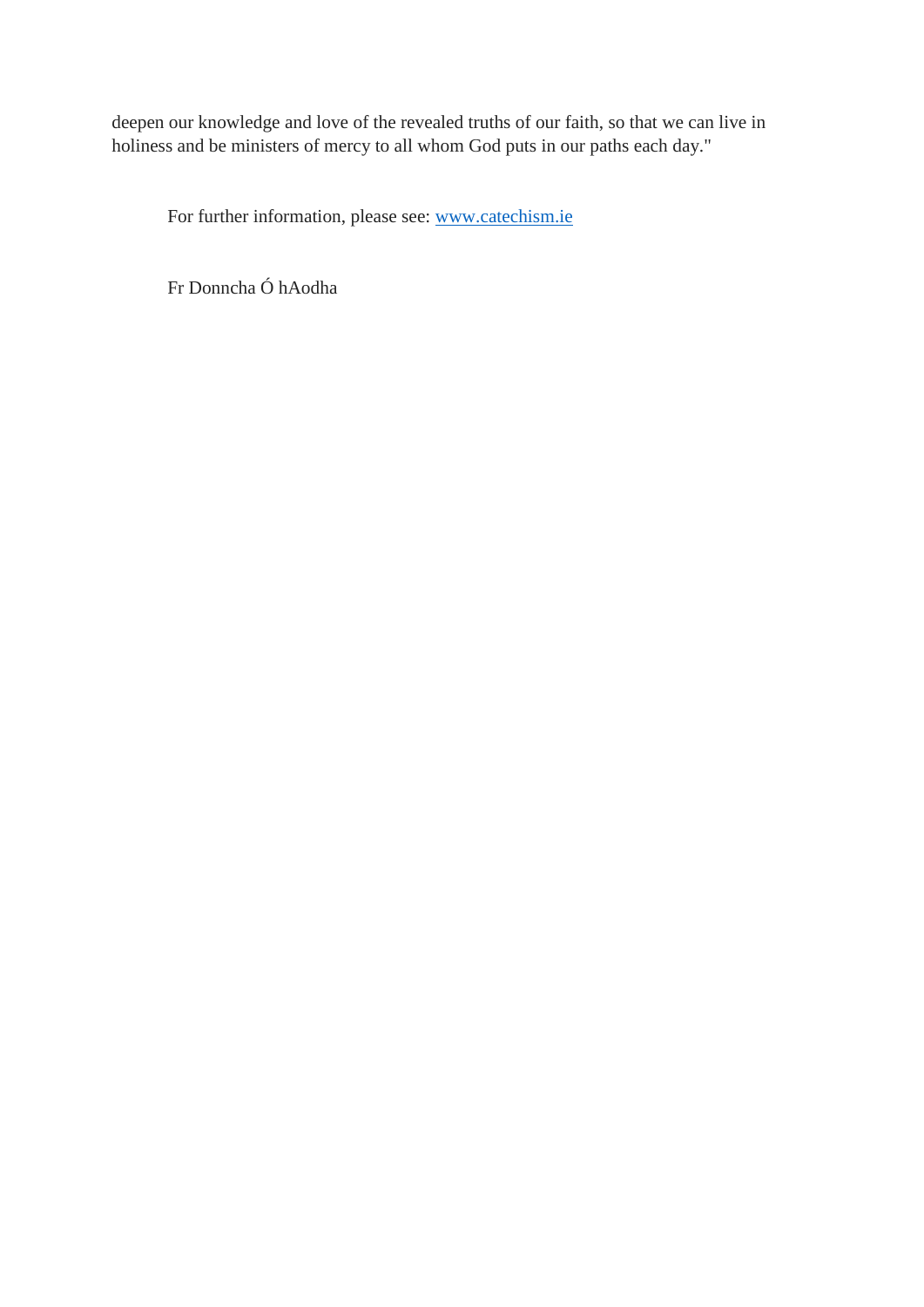deepen our knowledge and love of the revealed truths of our faith, so that we can live in holiness and be ministers of mercy to all whom God puts in our paths each day."

For further information, please see: [www.catechism.ie](http://www.catechism.ie)

Fr Donncha Ó hAodha